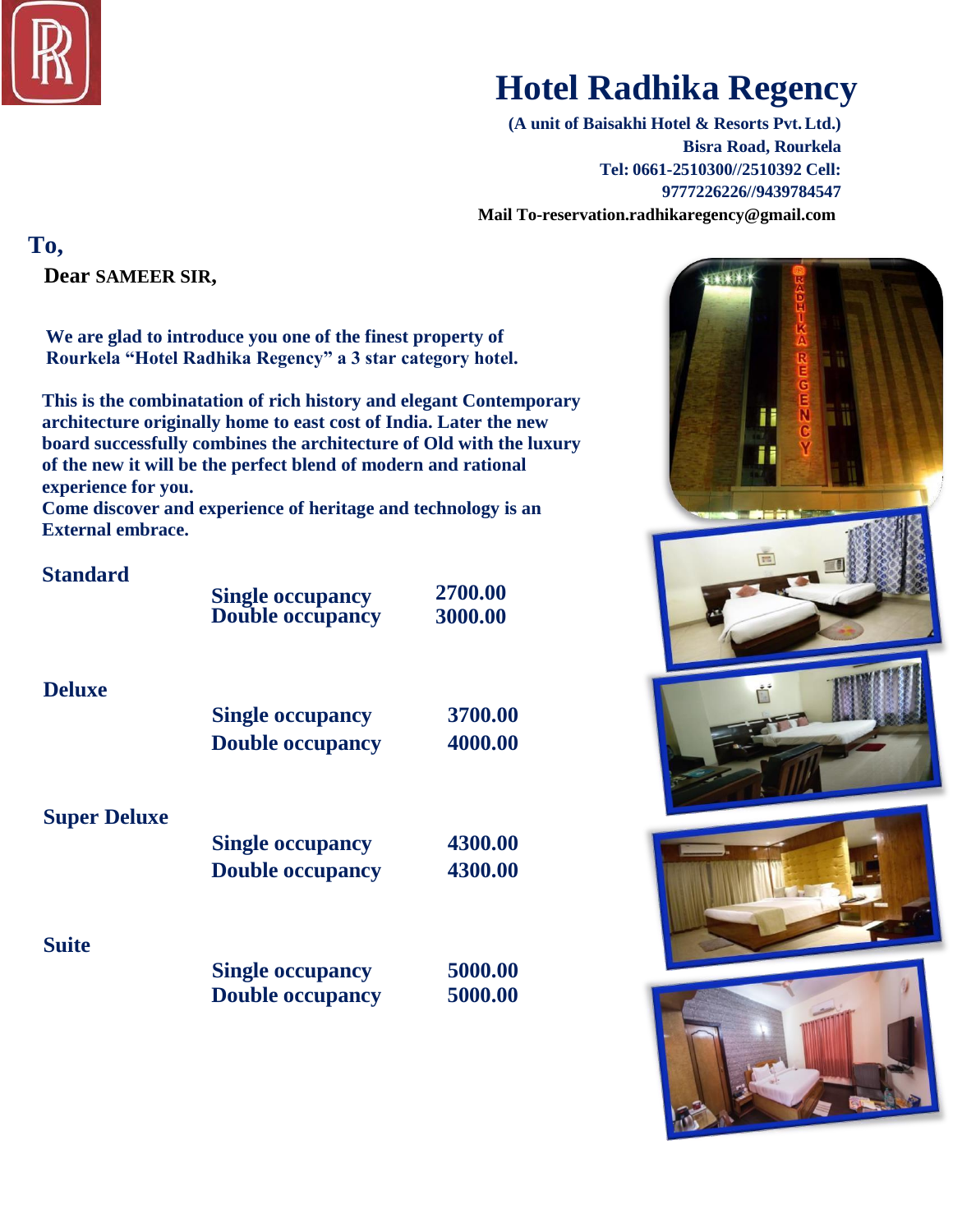# Hotel Radhika Regency

**(A unit of Baisakhi Hotel & Resorts Pvt. Ltd.)**
**Bisra Road, Rourkela**
**Tel: 0661-2510300//2510392 Cell: 9777226226//9439784547**
**Mail To-reservation.radhikaregency@gmail.com**

**To,**

**Dear SAMEER SIR,**

**We are glad to introduce you one of the finest property of Rourkela "Hotel Radhika Regency" a 3 star category hotel.**

**This is the combinatation of rich history and elegant Contemporary architecture originally home to east cost of India. Later the new board successfully combines the architecture of Old with the luxury of the new it will be the perfect blend of modern and rational experience for you.**
**Come discover and experience of heritage and technology is an External embrace.**

| Room Type | Occupancy | Rate |
|---|---|---|
| **Standard** | Single occupancy | 2700.00 |
| | Double occupancy | 3000.00 |
| **Deluxe** | Single occupancy | 3700.00 |
| | Double occupancy | 4000.00 |
| **Super Deluxe** | Single occupancy | 4300.00 |
| | Double occupancy | 4300.00 |
| **Suite** | Single occupancy | 5000.00 |
| | Double occupancy | 5000.00 |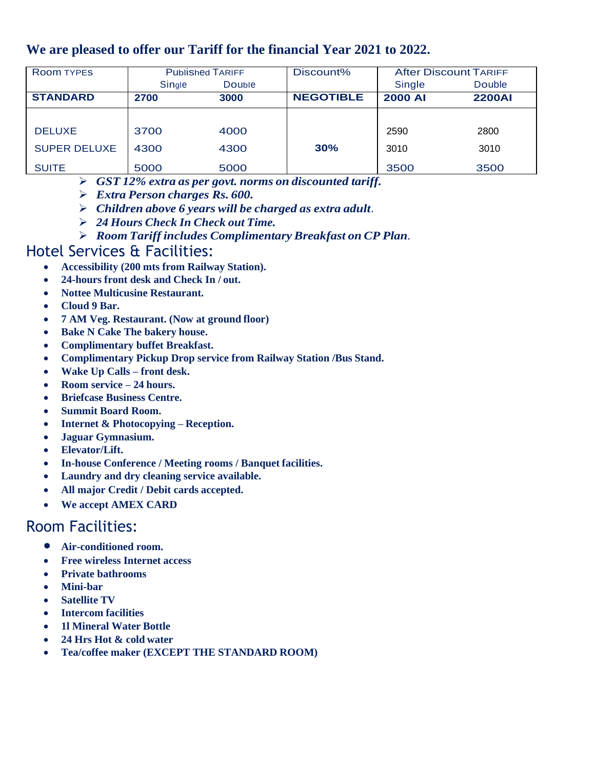**We are pleased to offer our Tariff for the financial Year 2021 to 2022.**

| Room TYPES | Published TARIFF | | Discount% | After Discount TARIFF | |
|---|---|---|---|---|---|
| | Single | Double | | Single | Double |
| **STANDARD** | **2700** | **3000** | **NEGOTIBLE** | **2000 AI** | **2200AI** |
| DELUXE | 3700 | 4000 | | 2590 | 2800 |
| SUPER DELUXE | 4300 | 4300 | **30%** | 3010 | 3010 |
| SUITE | 5000 | 5000 | | 3500 | 3500 |

- ***GST 12% extra as per govt. norms on discounted tariff.***
- ***Extra Person charges Rs. 600.***
- ***Children above 6 years will be charged as extra adult.***
- ***24 Hours Check In Check out Time.***
- ***Room Tariff includes Complimentary Breakfast on CP Plan.***

## Hotel Services & Facilities:

- **Accessibility (200 mts from Railway Station).**
- **24-hours front desk and Check In / out.**
- **Nottee Multicusine Restaurant.**
- **Cloud 9 Bar.**
- **7 AM Veg. Restaurant. (Now at ground floor)**
- **Bake N Cake The bakery house.**
- **Complimentary buffet Breakfast.**
- **Complimentary Pickup Drop service from Railway Station /Bus Stand.**
- **Wake Up Calls – front desk.**
- **Room service – 24 hours.**
- **Briefcase Business Centre.**
- **Summit Board Room.**
- **Internet & Photocopying – Reception.**
- **Jaguar Gymnasium.**
- **Elevator/Lift.**
- **In-house Conference / Meeting rooms / Banquet facilities.**
- **Laundry and dry cleaning service available.**
- **All major Credit / Debit cards accepted.**
- **We accept AMEX CARD**

## Room Facilities:

- **Air-conditioned room.**
- **Free wireless Internet access**
- **Private bathrooms**
- **Mini-bar**
- **Satellite TV**
- **Intercom facilities**
- **1l Mineral Water Bottle**
- **24 Hrs Hot & cold water**
- **Tea/coffee maker (EXCEPT THE STANDARD ROOM)**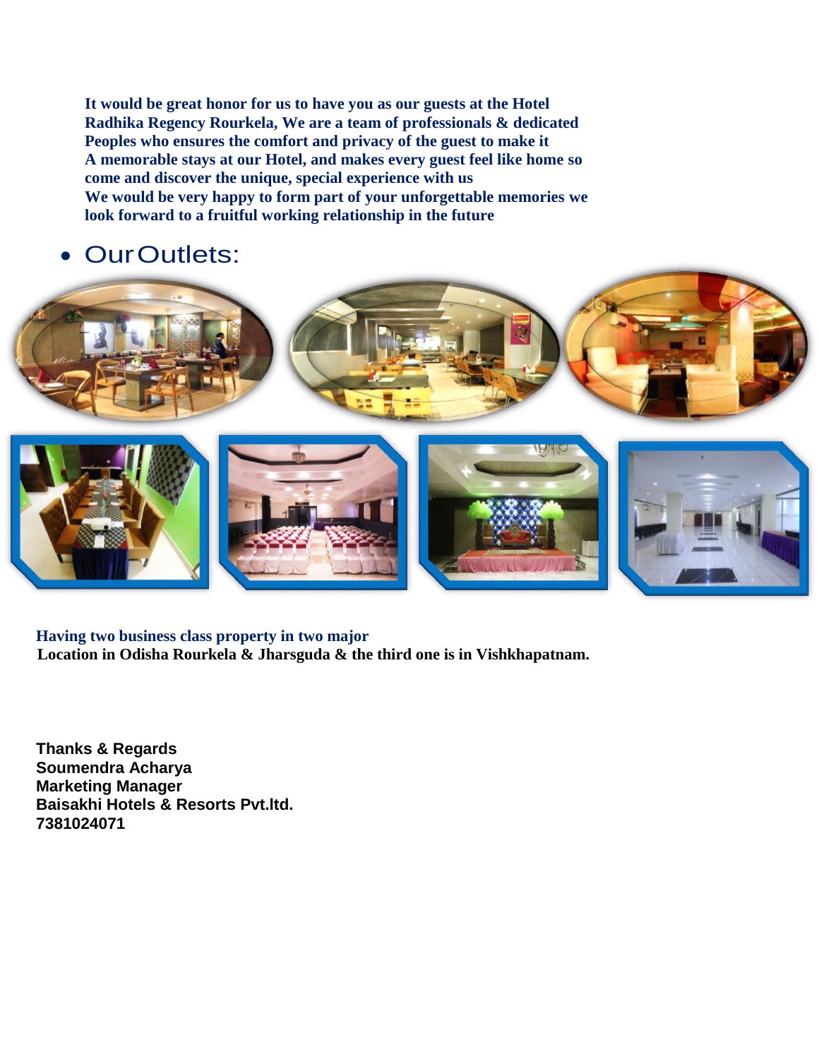**It would be great honor for us to have you as our guests at the Hotel Radhika Regency Rourkela, We are a team of professionals & dedicated Peoples who ensures the comfort and privacy of the guest to make it A memorable stays at our Hotel, and makes every guest feel like home so come and discover the unique, special experience with us We would be very happy to form part of your unforgettable memories we look forward to a fruitful working relationship in the future**

- Our Outlets:

**Having two business class property in two major Location in Odisha Rourkela & Jharsguda & the third one is in Vishkhapatnam.**

**Thanks & Regards**
**Soumendra Acharya**
**Marketing Manager**
**Baisakhi Hotels & Resorts Pvt.ltd.**
**7381024071**